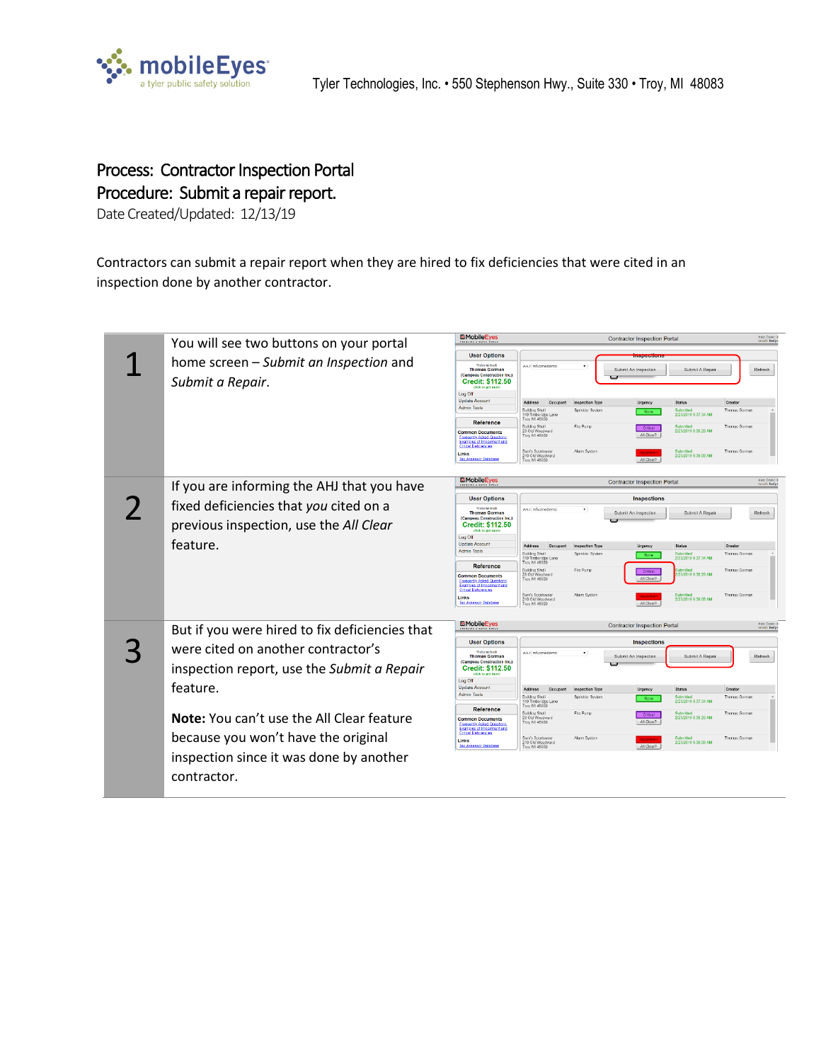mobileEyes
a tyler public safety solution

Tyler Technologies, Inc. • 550 Stephenson Hwy., Suite 330 • Troy, MI 48083

**Process: Contractor Inspection Portal**
**Procedure: Submit a repair report.**
Date Created/Updated: 12/13/19

Contractors can submit a repair report when they are hired to fix deficiencies that were cited in an inspection done by another contractor.

| Step | Instructions |
|---|---|
| 1 | You will see two buttons on your portal home screen – *Submit an Inspection* and *Submit a Repair*. |
| 2 | If you are informing the AHJ that you have fixed deficiencies that *you* cited on a previous inspection, use the *All Clear* feature. |
| 3 | But if you were hired to fix deficiencies that were cited on another contractor's inspection report, use the *Submit a Repair* feature.<br><br>**Note:** You can't use the All Clear feature because you won't have the original inspection since it was done by another contractor. |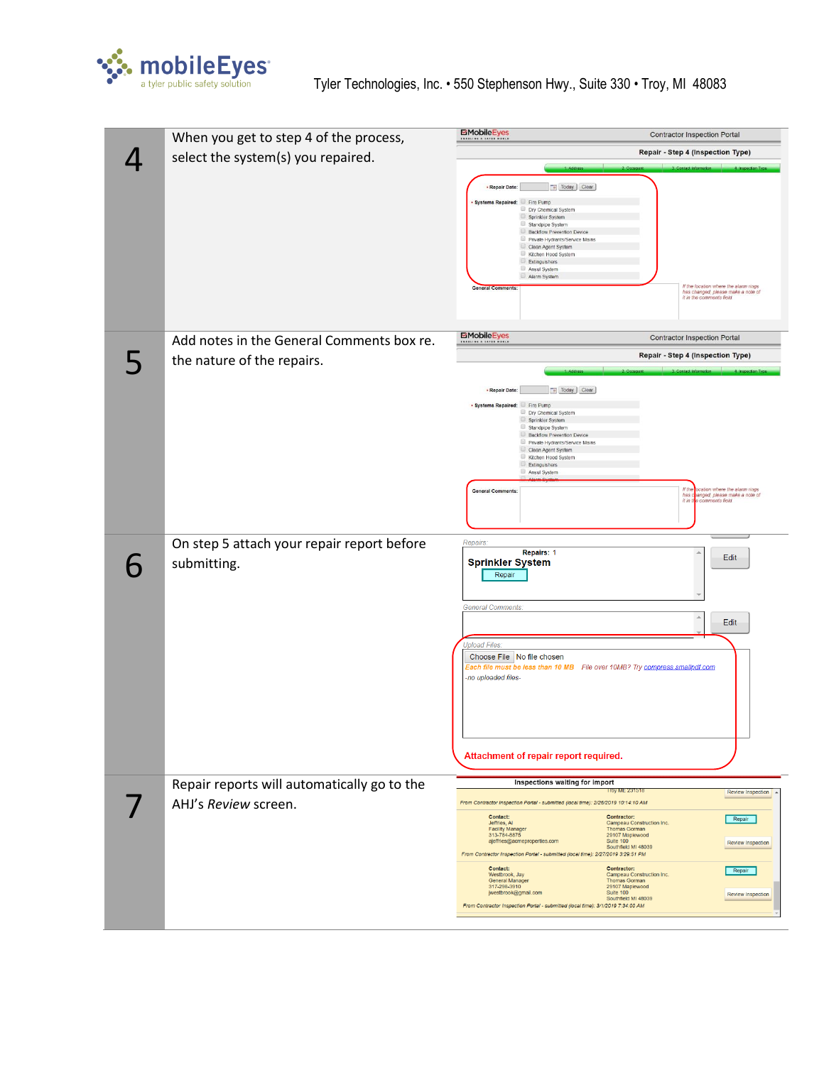| Step | Instruction |
|---|---|
| 4 | When you get to step 4 of the process, select the system(s) you repaired. |
| 5 | Add notes in the General Comments box re. the nature of the repairs. |
| 6 | On step 5 attach your repair report before submitting. |
| 7 | Repair reports will automatically go to the AHJ's *Review* screen. |